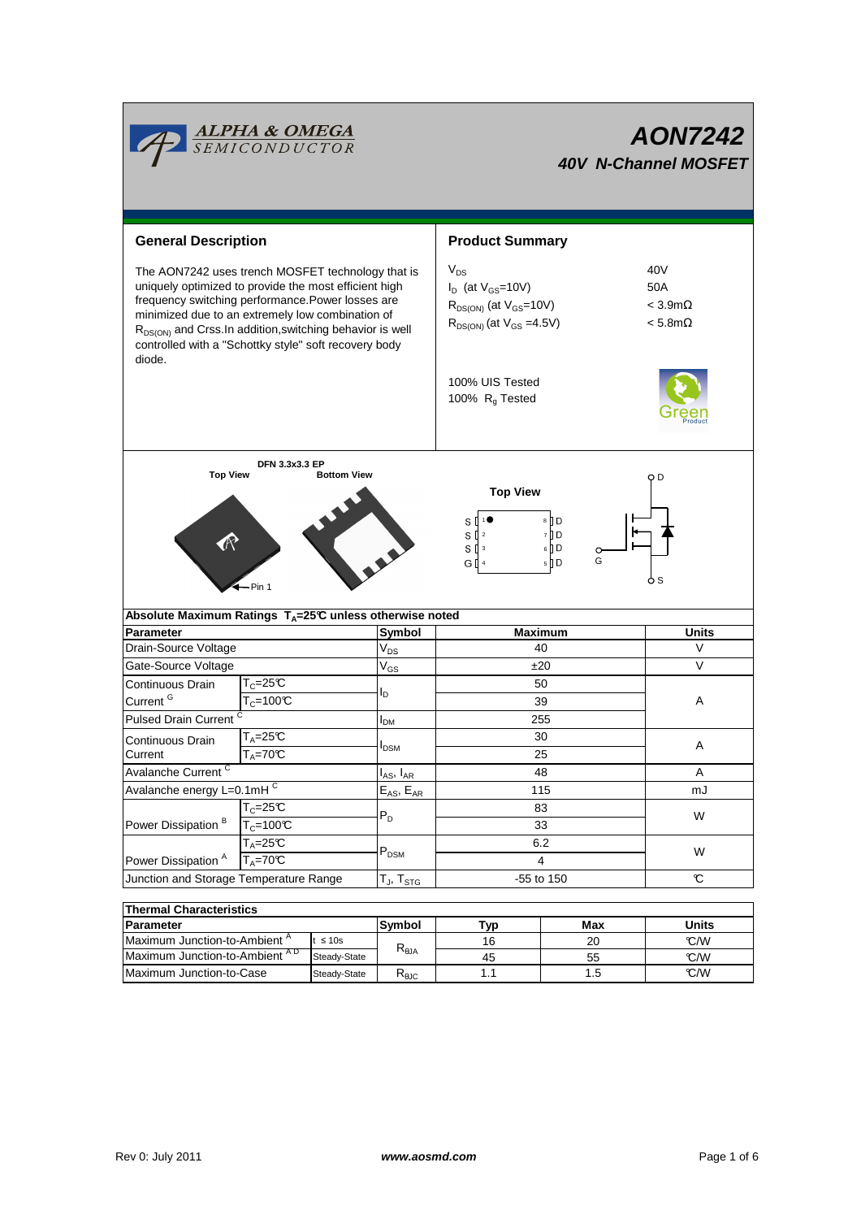# AON7242

## 40V N-Channel MOSFET

## General Description

The AON7242 uses trench MOSFET technology that is uniquely optimized to provide the most efficient high frequency switching performance.Power losses are minimized due to an extremely low combination of $R_{DS(ON)}$ and Crss.In addition,switching behavior is well controlled with a "Schottky style" soft recovery body diode.

## Product Summary

| | |
|---|---|
| $V_{DS}$ | 40V |
| $I_D$ (at $V_{GS}$=10V) | 50A |
| $R_{DS(ON)}$ (at $V_{GS}$=10V) | < 3.9mΩ |
| $R_{DS(ON)}$ (at $V_{GS}$ =4.5V) | < 5.8mΩ |

100% UIS Tested
100% $R_g$ Tested

DFN 3.3x3.3 EP

Top View    Bottom View    Pin 1

Top View

S 1 ● 8 D
S 2 7 D
S 3 6 D
G 4 5 D

D, G, S

| Absolute Maximum Ratings $T_A$=25°C unless otherwise noted | | | | |
|---|---|---|---|---|
| **Parameter** | | **Symbol** | **Maximum** | **Units** |
| Drain-Source Voltage | | $V_{DS}$ | 40 | V |
| Gate-Source Voltage | | $V_{GS}$ | ±20 | V |
| Continuous Drain Current [G] | $T_C$=25°C | $I_D$ | 50 | A |
| | $T_C$=100°C | | 39 | |
| Pulsed Drain Current [C] | | $I_{DM}$ | 255 | |
| Continuous Drain Current | $T_A$=25°C | $I_{DSM}$ | 30 | A |
| | $T_A$=70°C | | 25 | |
| Avalanche Current [C] | | $I_{AS}$, $I_{AR}$ | 48 | A |
| Avalanche energy L=0.1mH [C] | | $E_{AS}$, $E_{AR}$ | 115 | mJ |
| Power Dissipation [B] | $T_C$=25°C | $P_D$ | 83 | W |
| | $T_C$=100°C | | 33 | |
| Power Dissipation [A] | $T_A$=25°C | $P_{DSM}$ | 6.2 | W |
| | $T_A$=70°C | | 4 | |
| Junction and Storage Temperature Range | | $T_J$, $T_{STG}$ | -55 to 150 | °C |

| Thermal Characteristics | | | | | |
|---|---|---|---|---|---|
| **Parameter** | | **Symbol** | **Typ** | **Max** | **Units** |
| Maximum Junction-to-Ambient [A] | t ≤ 10s | $R_{θJA}$ | 16 | 20 | °C/W |
| Maximum Junction-to-Ambient [A D] | Steady-State | | 45 | 55 | °C/W |
| Maximum Junction-to-Case | Steady-State | $R_{θJC}$ | 1.1 | 1.5 | °C/W |

Rev 0: July 2011    www.aosmd.com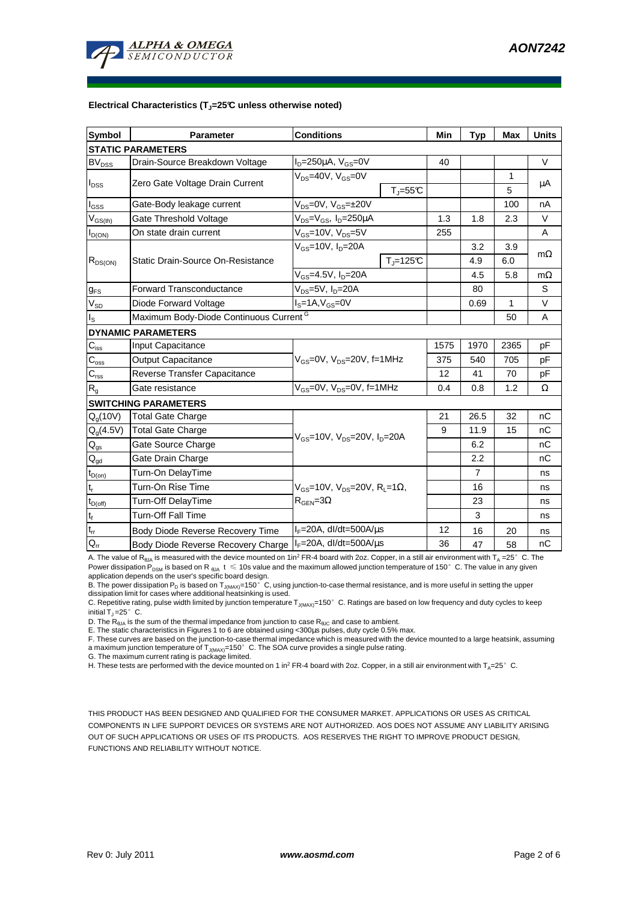**Electrical Characteristics ($T_J$=25°C unless otherwise noted)**

| Symbol | Parameter | Conditions | | Min | Typ | Max | Units |
|---|---|---|---|---|---|---|---|
| **STATIC PARAMETERS** | | | | | | | |
| $BV_{DSS}$ | Drain-Source Breakdown Voltage | $I_D$=250µA, $V_{GS}$=0V | | 40 | | | V |
| $I_{DSS}$ | Zero Gate Voltage Drain Current | $V_{DS}$=40V, $V_{GS}$=0V | | | | 1 | µA |
| | | | $T_J$=55°C | | | 5 | |
| $I_{GSS}$ | Gate-Body leakage current | $V_{DS}$=0V, $V_{GS}$=±20V | | | | 100 | nA |
| $V_{GS(th)}$ | Gate Threshold Voltage | $V_{DS}$=$V_{GS}$, $I_D$=250µA | | 1.3 | 1.8 | 2.3 | V |
| $I_{D(ON)}$ | On state drain current | $V_{GS}$=10V, $V_{DS}$=5V | | 255 | | | A |
| $R_{DS(ON)}$ | Static Drain-Source On-Resistance | $V_{GS}$=10V, $I_D$=20A | | | 3.2 | 3.9 | mΩ |
| | | | $T_J$=125°C | | 4.9 | 6.0 | |
| | | $V_{GS}$=4.5V, $I_D$=20A | | | 4.5 | 5.8 | mΩ |
| $g_{FS}$ | Forward Transconductance | $V_{DS}$=5V, $I_D$=20A | | | 80 | | S |
| $V_{SD}$ | Diode Forward Voltage | $I_S$=1A,$V_{GS}$=0V | | | 0.69 | 1 | V |
| $I_S$ | Maximum Body-Diode Continuous Current [G] | | | | | 50 | A |
| **DYNAMIC PARAMETERS** | | | | | | | |
| $C_{iss}$ | Input Capacitance | $V_{GS}$=0V, $V_{DS}$=20V, f=1MHz | | 1575 | 1970 | 2365 | pF |
| $C_{oss}$ | Output Capacitance | | | 375 | 540 | 705 | pF |
| $C_{rss}$ | Reverse Transfer Capacitance | | | 12 | 41 | 70 | pF |
| $R_g$ | Gate resistance | $V_{GS}$=0V, $V_{DS}$=0V, f=1MHz | | 0.4 | 0.8 | 1.2 | Ω |
| **SWITCHING PARAMETERS** | | | | | | | |
| $Q_g$(10V) | Total Gate Charge | $V_{GS}$=10V, $V_{DS}$=20V, $I_D$=20A | | 21 | 26.5 | 32 | nC |
| $Q_g$(4.5V) | Total Gate Charge | | | 9 | 11.9 | 15 | nC |
| $Q_{gs}$ | Gate Source Charge | | | | 6.2 | | nC |
| $Q_{gd}$ | Gate Drain Charge | | | | 2.2 | | nC |
| $t_{D(on)}$ | Turn-On DelayTime | $V_{GS}$=10V, $V_{DS}$=20V, $R_L$=1Ω, $R_{GEN}$=3Ω | | | 7 | | ns |
| $t_r$ | Turn-On Rise Time | | | | 16 | | ns |
| $t_{D(off)}$ | Turn-Off DelayTime | | | | 23 | | ns |
| $t_f$ | Turn-Off Fall Time | | | | 3 | | ns |
| $t_{rr}$ | Body Diode Reverse Recovery Time | $I_F$=20A, dI/dt=500A/µs | | 12 | 16 | 20 | ns |
| $Q_{rr}$ | Body Diode Reverse Recovery Charge | $I_F$=20A, dI/dt=500A/µs | | 36 | 47 | 58 | nC |

A. The value of $R_{\theta JA}$ is measured with the device mounted on 1in² FR-4 board with 2oz. Copper, in a still air environment with $T_A$ =25° C. The Power dissipation $P_{DSM}$ is based on $R_{\theta JA}$ t ≤ 10s value and the maximum allowed junction temperature of 150° C. The value in any given application depends on the user's specific board design.

B. The power dissipation $P_D$ is based on $T_{J(MAX)}$=150° C, using junction-to-case thermal resistance, and is more useful in setting the upper dissipation limit for cases where additional heatsinking is used.

C. Repetitive rating, pulse width limited by junction temperature $T_{J(MAX)}$=150° C. Ratings are based on low frequency and duty cycles to keep initial $T_J$ =25° C.

D. The $R_{\theta JA}$ is the sum of the thermal impedance from junction to case $R_{\theta JC}$ and case to ambient.

E. The static characteristics in Figures 1 to 6 are obtained using <300µs pulses, duty cycle 0.5% max.

F. These curves are based on the junction-to-case thermal impedance which is measured with the device mounted to a large heatsink, assuming a maximum junction temperature of $T_{J(MAX)}$=150° C. The SOA curve provides a single pulse rating.

G. The maximum current rating is package limited.

H. These tests are performed with the device mounted on 1 in² FR-4 board with 2oz. Copper, in a still air environment with $T_A$=25° C.

THIS PRODUCT HAS BEEN DESIGNED AND QUALIFIED FOR THE CONSUMER MARKET. APPLICATIONS OR USES AS CRITICAL COMPONENTS IN LIFE SUPPORT DEVICES OR SYSTEMS ARE NOT AUTHORIZED. AOS DOES NOT ASSUME ANY LIABILITY ARISING OUT OF SUCH APPLICATIONS OR USES OF ITS PRODUCTS. AOS RESERVES THE RIGHT TO IMPROVE PRODUCT DESIGN, FUNCTIONS AND RELIABILITY WITHOUT NOTICE.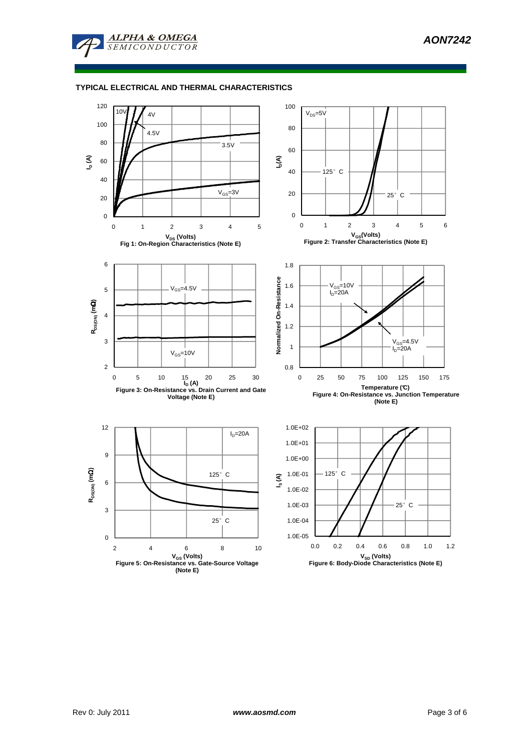## TYPICAL ELECTRICAL AND THERMAL CHARACTERISTICS

Fig 1: On-Region Characteristics (Note E)

Figure 2: Transfer Characteristics (Note E)

Figure 3: On-Resistance vs. Drain Current and Gate Voltage (Note E)

Figure 4: On-Resistance vs. Junction Temperature (Note E)

Figure 5: On-Resistance vs. Gate-Source Voltage (Note E)

Figure 6: Body-Diode Characteristics (Note E)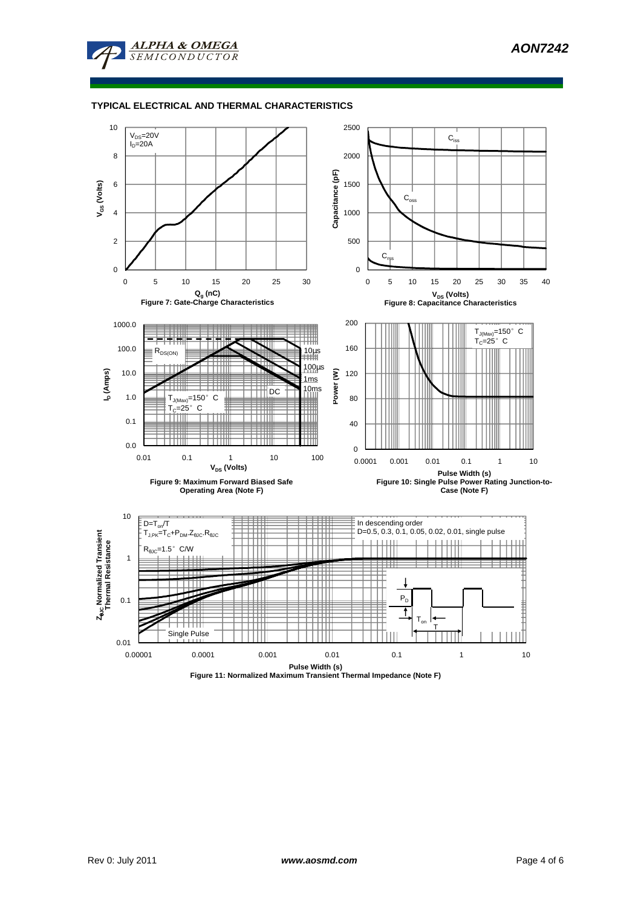## TYPICAL ELECTRICAL AND THERMAL CHARACTERISTICS

$V_{DS}$=20V
$I_D$=20A

$V_{GS}$ (Volts)

$Q_g$ (nC)

Figure 7: Gate-Charge Characteristics

$C_{iss}$

$C_{oss}$

$C_{rss}$

Capacitance (pF)

$V_{DS}$ (Volts)

Figure 8: Capacitance Characteristics

$R_{DS(ON)}$

10µs

100µs

1ms

10ms

DC

$T_{J(Max)}$=150° C
$T_C$=25° C

$I_D$ (Amps)

$V_{DS}$ (Volts)

Figure 9: Maximum Forward Biased Safe Operating Area (Note F)

$T_{J(Max)}$=150° C
$T_C$=25° C

Power (W)

Pulse Width (s)

Figure 10: Single Pulse Power Rating Junction-to-Case (Note F)

$D=T_{on}/T$
$T_{J,PK}=T_C+P_{DM}.Z_{\theta JC}.R_{\theta JC}$

$R_{\theta JC}$=1.5° C/W

In descending order
D=0.5, 0.3, 0.1, 0.05, 0.02, 0.01, single pulse

Single Pulse

$P_D$

$T_{on}$

T

$Z_{\theta JC}$ Normalized Transient Thermal Resistance

Pulse Width (s)

Figure 11: Normalized Maximum Transient Thermal Impedance (Note F)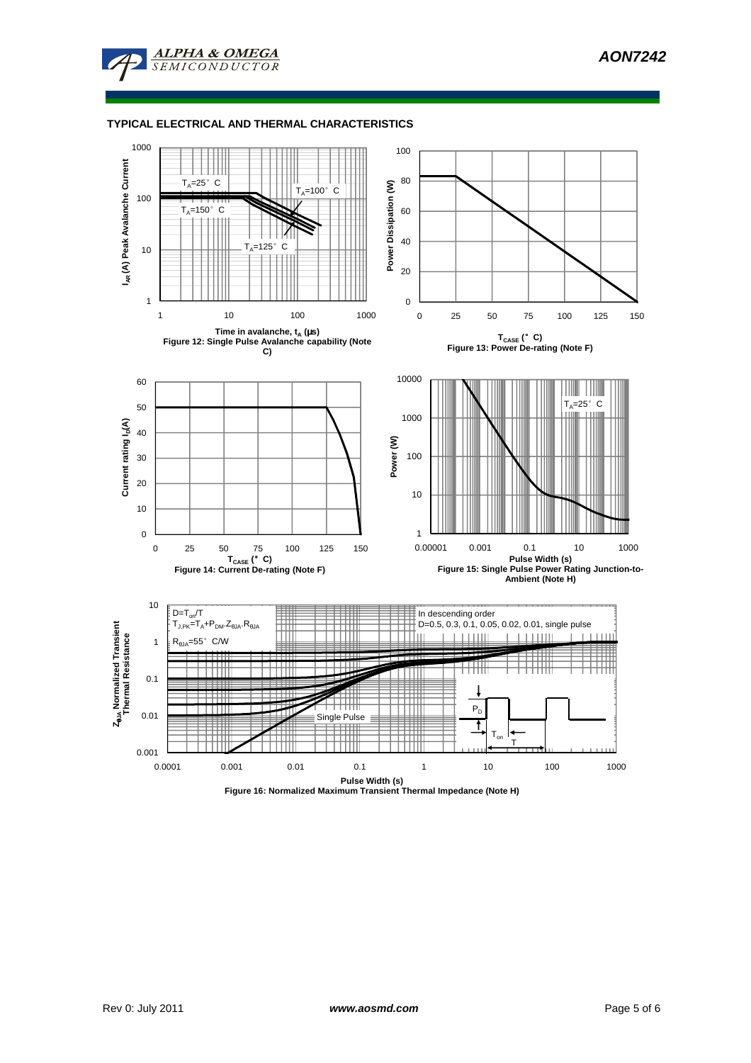## TYPICAL ELECTRICAL AND THERMAL CHARACTERISTICS

Figure 12: Single Pulse Avalanche capability (Note C)

Figure 13: Power De-rating (Note F)

Figure 14: Current De-rating (Note F)

Figure 15: Single Pulse Power Rating Junction-to-Ambient (Note H)

Figure 16: Normalized Maximum Transient Thermal Impedance (Note H)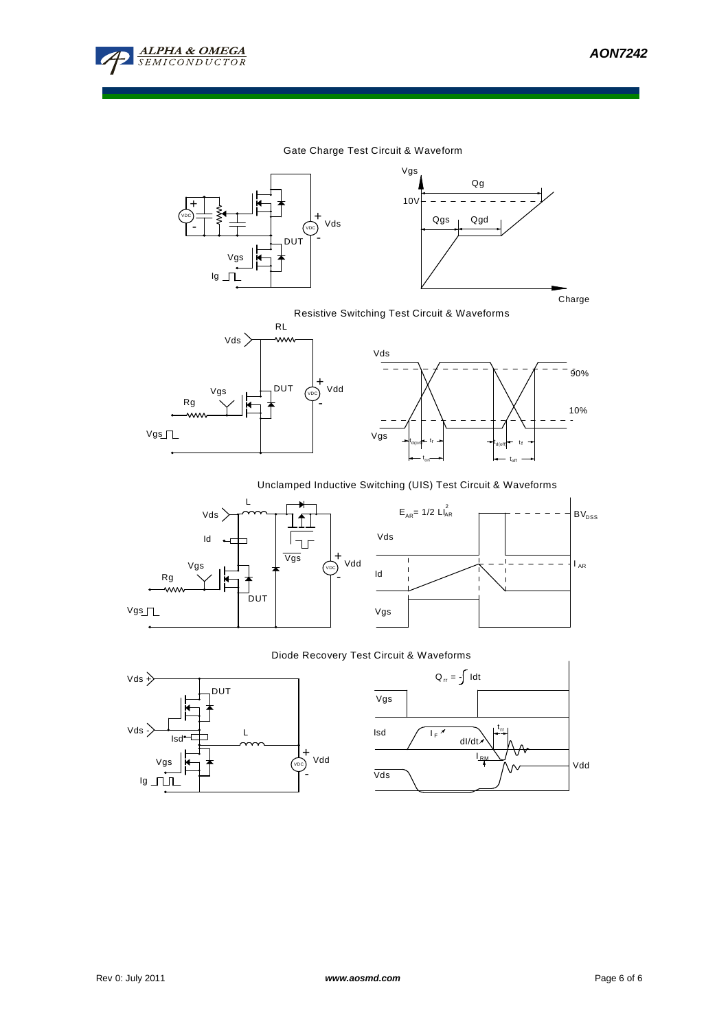## Gate Charge Test Circuit & Waveform

VDC
+
-
VDC
+
Vds
-
DUT
Vgs
Ig

Vgs
Qg
10V
Qgs
Qgd
Charge

## Resistive Switching Test Circuit & Waveforms

RL
Vds
Vgs
DUT
Rg
VDC
+
Vdd
-
Vgs

Vds
90%
10%
Vgs
$t_{d(on)}$
$t_r$
$t_{on}$
$t_{d(off)}$
$t_f$
$t_{off}$

## Unclamped Inductive Switching (UIS) Test Circuit & Waveforms

L
Vds
Id
Vgs
Vgs
Rg
DUT
VDC
+
Vdd
-
Vgs

$E_{AR} = 1/2\ LI_{AR}^2$
$BV_{DSS}$
Vds
Id
$I_{AR}$
Vgs

## Diode Recovery Test Circuit & Waveforms

Vds +
DUT
Vds -
Isd
L
Vgs
Ig
VDC
+
Vdd
-

$Q_{rr} = -\int Idt$
Vgs
Isd
$I_F$
$t_{rr}$
dI/dt
$I_{RM}$
Vds
Vdd